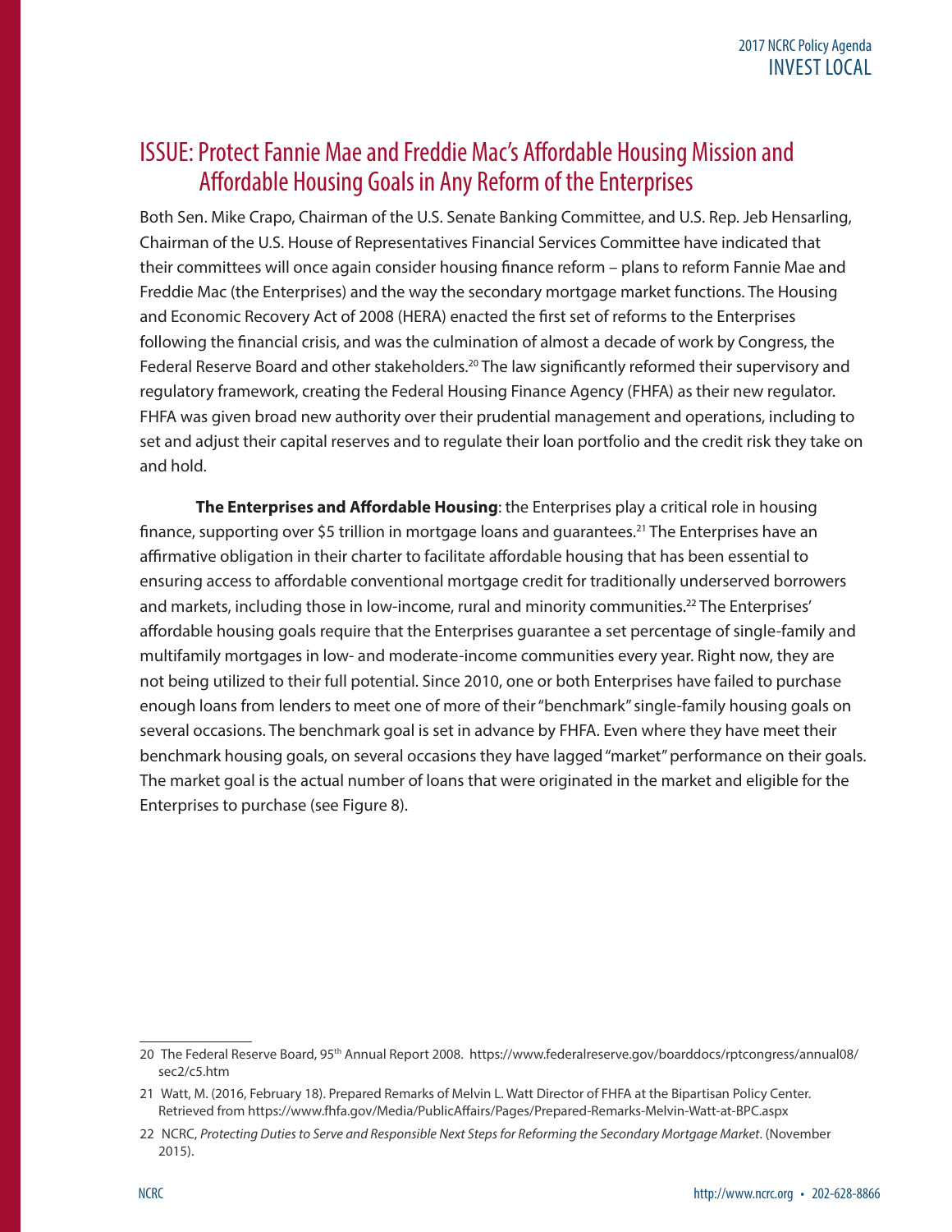## ISSUE: Protect Fannie Mae and Freddie Mac's Affordable Housing Mission and Affordable Housing Goals in Any Reform of the Enterprises

Both Sen. Mike Crapo, Chairman of the U.S. Senate Banking Committee, and U.S. Rep. Jeb Hensarling, Chairman of the U.S. House of Representatives Financial Services Committee have indicated that their committees will once again consider housing finance reform – plans to reform Fannie Mae and Freddie Mac (the Enterprises) and the way the secondary mortgage market functions. The Housing and Economic Recovery Act of 2008 (HERA) enacted the first set of reforms to the Enterprises following the financial crisis, and was the culmination of almost a decade of work by Congress, the Federal Reserve Board and other stakeholders.[20] The law significantly reformed their supervisory and regulatory framework, creating the Federal Housing Finance Agency (FHFA) as their new regulator. FHFA was given broad new authority over their prudential management and operations, including to set and adjust their capital reserves and to regulate their loan portfolio and the credit risk they take on and hold.

**The Enterprises and Affordable Housing**: the Enterprises play a critical role in housing finance, supporting over $5 trillion in mortgage loans and guarantees.[21] The Enterprises have an affirmative obligation in their charter to facilitate affordable housing that has been essential to ensuring access to affordable conventional mortgage credit for traditionally underserved borrowers and markets, including those in low-income, rural and minority communities.[22] The Enterprises' affordable housing goals require that the Enterprises guarantee a set percentage of single-family and multifamily mortgages in low- and moderate-income communities every year. Right now, they are not being utilized to their full potential. Since 2010, one or both Enterprises have failed to purchase enough loans from lenders to meet one of more of their "benchmark" single-family housing goals on several occasions. The benchmark goal is set in advance by FHFA. Even where they have meet their benchmark housing goals, on several occasions they have lagged "market" performance on their goals. The market goal is the actual number of loans that were originated in the market and eligible for the Enterprises to purchase (see Figure 8).

---

20 The Federal Reserve Board, 95th Annual Report 2008. https://www.federalreserve.gov/boarddocs/rptcongress/annual08/sec2/c5.htm

21 Watt, M. (2016, February 18). Prepared Remarks of Melvin L. Watt Director of FHFA at the Bipartisan Policy Center. Retrieved from https://www.fhfa.gov/Media/PublicAffairs/Pages/Prepared-Remarks-Melvin-Watt-at-BPC.aspx

22 NCRC, *Protecting Duties to Serve and Responsible Next Steps for Reforming the Secondary Mortgage Market*. (November 2015).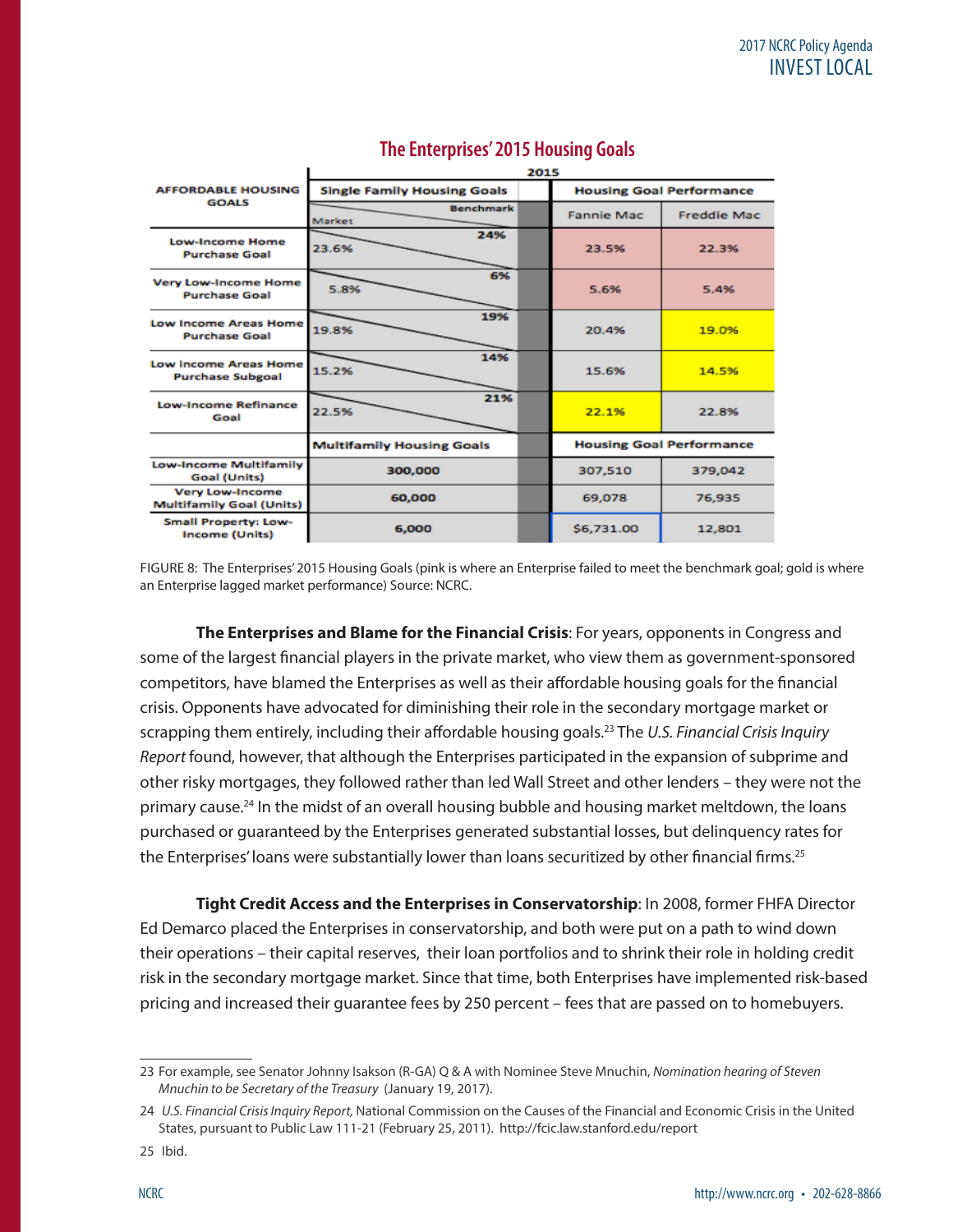## The Enterprises' 2015 Housing Goals

| AFFORDABLE HOUSING GOALS | 2015 Single Family Housing Goals: Market | Benchmark | Housing Goal Performance: Fannie Mae | Freddie Mac |
|---|---|---|---|---|
| Low-Income Home Purchase Goal | 23.6% | 24% | 23.5% | 22.3% |
| Very Low-Income Home Purchase Goal | 5.8% | 6% | 5.6% | 5.4% |
| Low Income Areas Home Purchase Goal | 19.8% | 19% | 20.4% | 19.0% |
| Low Income Areas Home Purchase Subgoal | 15.2% | 14% | 15.6% | 14.5% |
| Low-Income Refinance Goal | 22.5% | 21% | 22.1% | 22.8% |
| | **Multifamily Housing Goals** | | **Housing Goal Performance** | |
| Low-Income Multifamily Goal (Units) | 300,000 | | 307,510 | 379,042 |
| Very Low-Income Multifamily Goal (Units) | 60,000 | | 69,078 | 76,935 |
| Small Property: Low-Income (Units) | 6,000 | | $6,731.00 | 12,801 |

FIGURE 8: The Enterprises' 2015 Housing Goals (pink is where an Enterprise failed to meet the benchmark goal; gold is where an Enterprise lagged market performance) Source: NCRC.

**The Enterprises and Blame for the Financial Crisis**: For years, opponents in Congress and some of the largest financial players in the private market, who view them as government-sponsored competitors, have blamed the Enterprises as well as their affordable housing goals for the financial crisis. Opponents have advocated for diminishing their role in the secondary mortgage market or scrapping them entirely, including their affordable housing goals.[23] The *U.S. Financial Crisis Inquiry Report* found, however, that although the Enterprises participated in the expansion of subprime and other risky mortgages, they followed rather than led Wall Street and other lenders – they were not the primary cause.[24] In the midst of an overall housing bubble and housing market meltdown, the loans purchased or guaranteed by the Enterprises generated substantial losses, but delinquency rates for the Enterprises' loans were substantially lower than loans securitized by other financial firms.[25]

**Tight Credit Access and the Enterprises in Conservatorship**: In 2008, former FHFA Director Ed Demarco placed the Enterprises in conservatorship, and both were put on a path to wind down their operations – their capital reserves, their loan portfolios and to shrink their role in holding credit risk in the secondary mortgage market. Since that time, both Enterprises have implemented risk-based pricing and increased their guarantee fees by 250 percent – fees that are passed on to homebuyers.

---

23 For example, see Senator Johnny Isakson (R-GA) Q & A with Nominee Steve Mnuchin, *Nomination hearing of Steven Mnuchin to be Secretary of the Treasury* (January 19, 2017).

24 *U.S. Financial Crisis Inquiry Report,* National Commission on the Causes of the Financial and Economic Crisis in the United States, pursuant to Public Law 111-21 (February 25, 2011). http://fcic.law.stanford.edu/report

25 Ibid.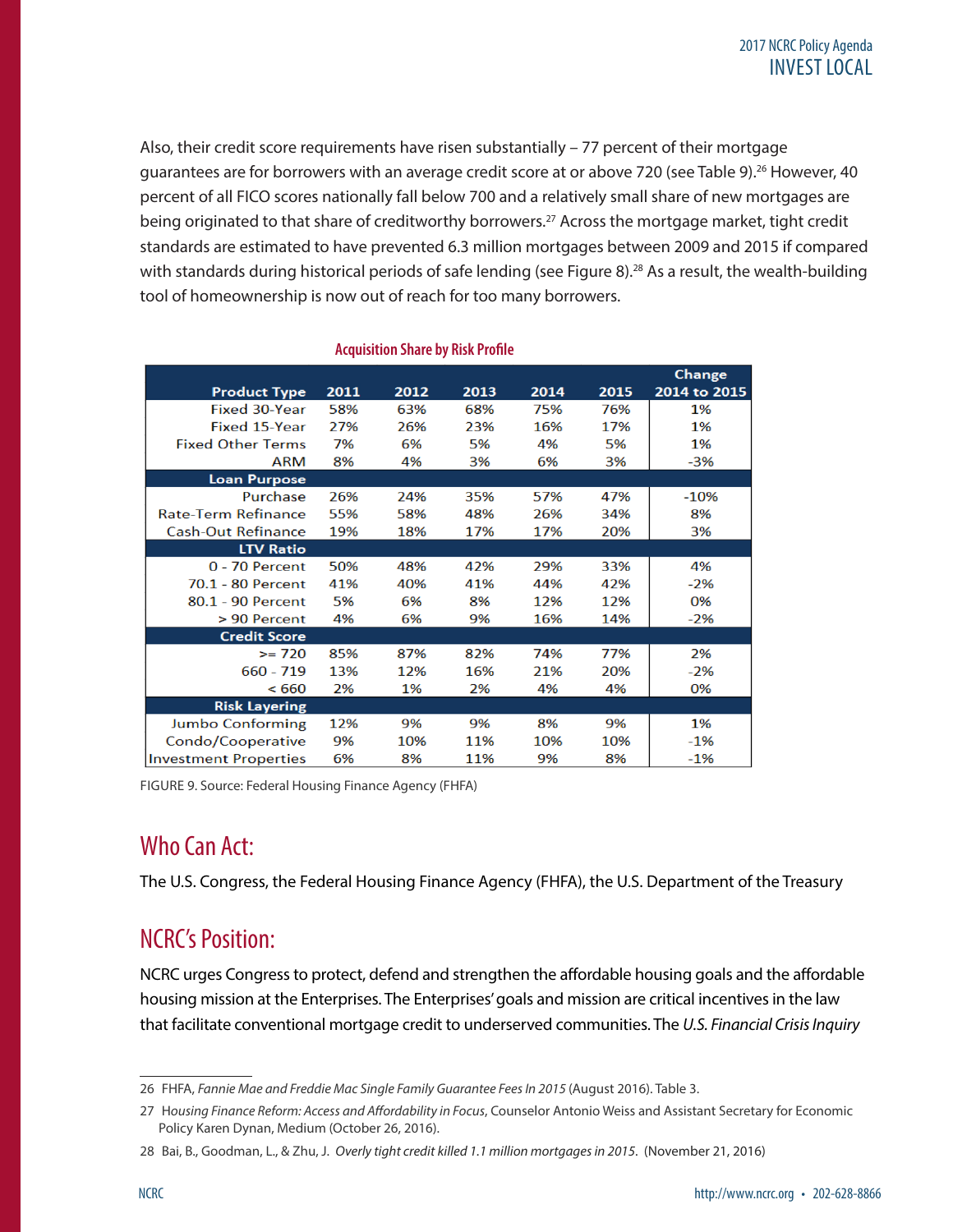Also, their credit score requirements have risen substantially – 77 percent of their mortgage guarantees are for borrowers with an average credit score at or above 720 (see Table 9).[26] However, 40 percent of all FICO scores nationally fall below 700 and a relatively small share of new mortgages are being originated to that share of creditworthy borrowers.[27] Across the mortgage market, tight credit standards are estimated to have prevented 6.3 million mortgages between 2009 and 2015 if compared with standards during historical periods of safe lending (see Figure 8).[28] As a result, the wealth-building tool of homeownership is now out of reach for too many borrowers.

**Acquisition Share by Risk Profile**

| Product Type | 2011 | 2012 | 2013 | 2014 | 2015 | Change 2014 to 2015 |
|---|---|---|---|---|---|---|
| Fixed 30-Year | 58% | 63% | 68% | 75% | 76% | 1% |
| Fixed 15-Year | 27% | 26% | 23% | 16% | 17% | 1% |
| Fixed Other Terms | 7% | 6% | 5% | 4% | 5% | 1% |
| ARM | 8% | 4% | 3% | 6% | 3% | -3% |
| **Loan Purpose** | | | | | | |
| Purchase | 26% | 24% | 35% | 57% | 47% | -10% |
| Rate-Term Refinance | 55% | 58% | 48% | 26% | 34% | 8% |
| Cash-Out Refinance | 19% | 18% | 17% | 17% | 20% | 3% |
| **LTV Ratio** | | | | | | |
| 0 - 70 Percent | 50% | 48% | 42% | 29% | 33% | 4% |
| 70.1 - 80 Percent | 41% | 40% | 41% | 44% | 42% | -2% |
| 80.1 - 90 Percent | 5% | 6% | 8% | 12% | 12% | 0% |
| > 90 Percent | 4% | 6% | 9% | 16% | 14% | -2% |
| **Credit Score** | | | | | | |
| >= 720 | 85% | 87% | 82% | 74% | 77% | 2% |
| 660 - 719 | 13% | 12% | 16% | 21% | 20% | -2% |
| < 660 | 2% | 1% | 2% | 4% | 4% | 0% |
| **Risk Layering** | | | | | | |
| Jumbo Conforming | 12% | 9% | 9% | 8% | 9% | 1% |
| Condo/Cooperative | 9% | 10% | 11% | 10% | 10% | -1% |
| Investment Properties | 6% | 8% | 11% | 9% | 8% | -1% |

FIGURE 9. Source: Federal Housing Finance Agency (FHFA)

## Who Can Act:

The U.S. Congress, the Federal Housing Finance Agency (FHFA), the U.S. Department of the Treasury

## NCRC's Position:

NCRC urges Congress to protect, defend and strengthen the affordable housing goals and the affordable housing mission at the Enterprises. The Enterprises' goals and mission are critical incentives in the law that facilitate conventional mortgage credit to underserved communities. The *U.S. Financial Crisis Inquiry*

---

26 FHFA, *Fannie Mae and Freddie Mac Single Family Guarantee Fees In 2015* (August 2016). Table 3.

27 *Housing Finance Reform: Access and Affordability in Focus*, Counselor Antonio Weiss and Assistant Secretary for Economic Policy Karen Dynan, Medium (October 26, 2016).

28 Bai, B., Goodman, L., & Zhu, J. *Overly tight credit killed 1.1 million mortgages in 2015*. (November 21, 2016)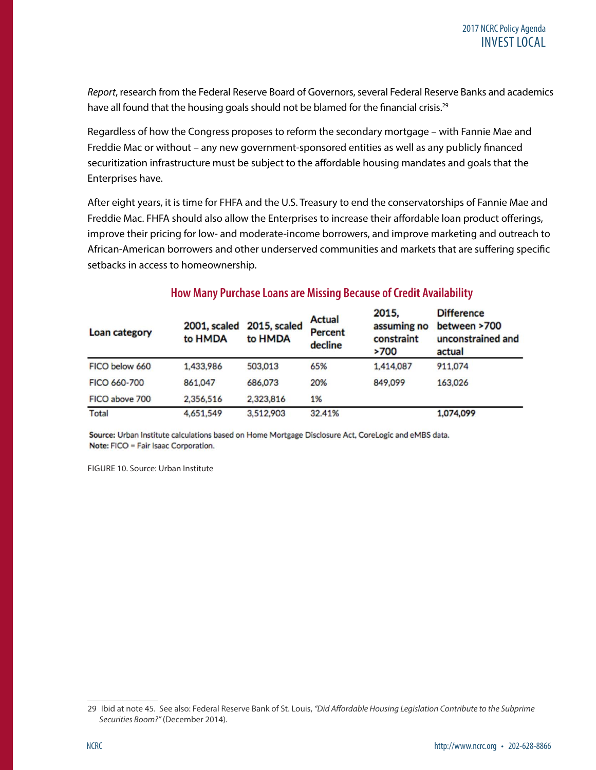*Report*, research from the Federal Reserve Board of Governors, several Federal Reserve Banks and academics have all found that the housing goals should not be blamed for the financial crisis.[29]

Regardless of how the Congress proposes to reform the secondary mortgage – with Fannie Mae and Freddie Mac or without – any new government-sponsored entities as well as any publicly financed securitization infrastructure must be subject to the affordable housing mandates and goals that the Enterprises have.

After eight years, it is time for FHFA and the U.S. Treasury to end the conservatorships of Fannie Mae and Freddie Mac. FHFA should also allow the Enterprises to increase their affordable loan product offerings, improve their pricing for low- and moderate-income borrowers, and improve marketing and outreach to African-American borrowers and other underserved communities and markets that are suffering specific setbacks in access to homeownership.

### How Many Purchase Loans are Missing Because of Credit Availability

| Loan category | 2001, scaled to HMDA | 2015, scaled to HMDA | Actual Percent decline | 2015, assuming no constraint >700 | Difference between >700 unconstrained and actual |
|---|---|---|---|---|---|
| FICO below 660 | 1,433,986 | 503,013 | 65% | 1,414,087 | 911,074 |
| FICO 660-700 | 861,047 | 686,073 | 20% | 849,099 | 163,026 |
| FICO above 700 | 2,356,516 | 2,323,816 | 1% | | |
| Total | 4,651,549 | 3,512,903 | 32.41% | | **1,074,099** |

**Source:** Urban Institute calculations based on Home Mortgage Disclosure Act, CoreLogic and eMBS data.
**Note:** FICO = Fair Isaac Corporation.

FIGURE 10. Source: Urban Institute

29 Ibid at note 45. See also: Federal Reserve Bank of St. Louis, *"Did Affordable Housing Legislation Contribute to the Subprime Securities Boom?"* (December 2014).